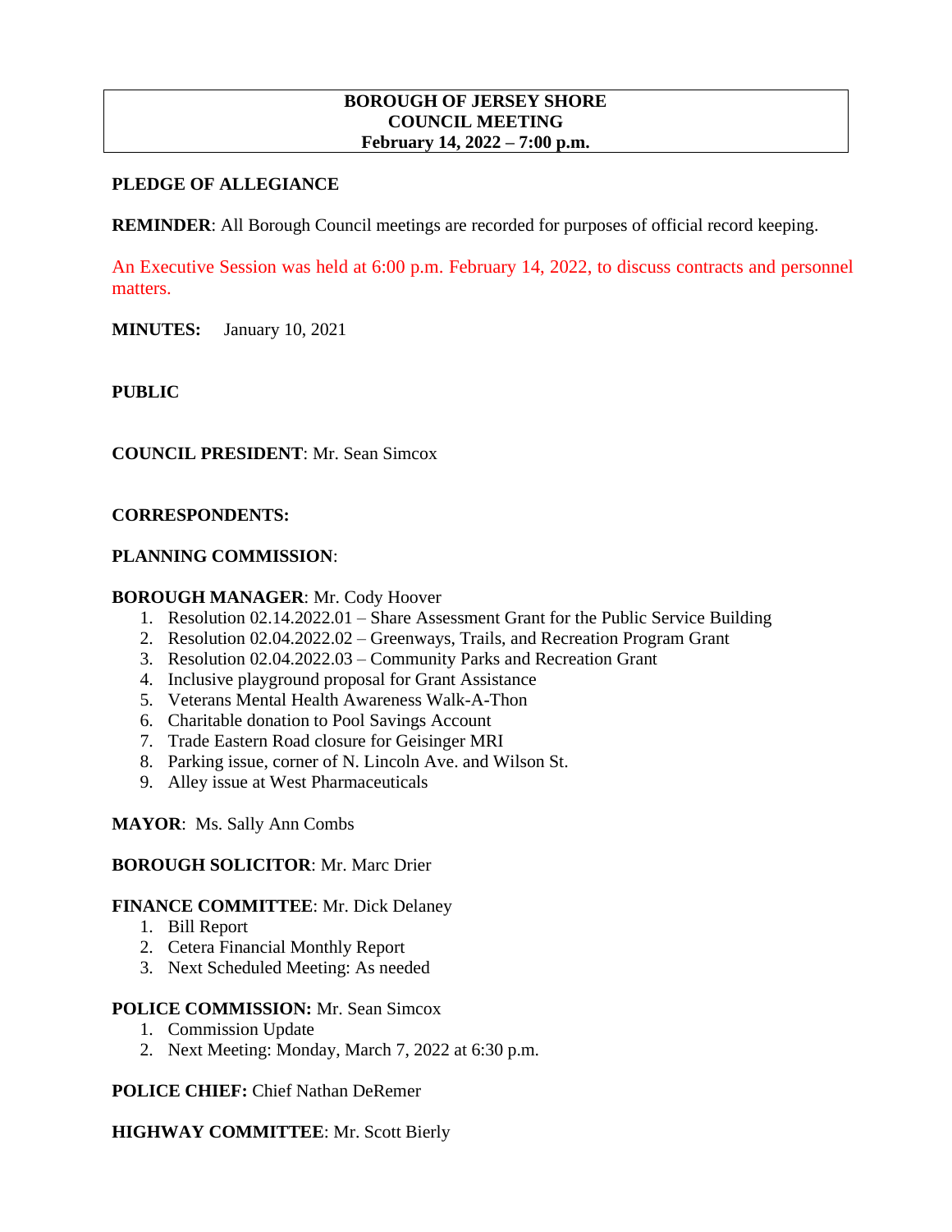# BOROUGH OF JERSEY SHORE
## COUNCIL MEETING
### February 14, 2022 – 7:00 p.m.

**PLEDGE OF ALLEGIANCE**

**REMINDER**: All Borough Council meetings are recorded for purposes of official record keeping.

An Executive Session was held at 6:00 p.m. February 14, 2022, to discuss contracts and personnel matters.

**MINUTES:** January 10, 2021

**PUBLIC**

**COUNCIL PRESIDENT**: Mr. Sean Simcox

**CORRESPONDENTS:**

**PLANNING COMMISSION**:

**BOROUGH MANAGER**: Mr. Cody Hoover

1. Resolution 02.14.2022.01 – Share Assessment Grant for the Public Service Building
2. Resolution 02.04.2022.02 – Greenways, Trails, and Recreation Program Grant
3. Resolution 02.04.2022.03 – Community Parks and Recreation Grant
4. Inclusive playground proposal for Grant Assistance
5. Veterans Mental Health Awareness Walk-A-Thon
6. Charitable donation to Pool Savings Account
7. Trade Eastern Road closure for Geisinger MRI
8. Parking issue, corner of N. Lincoln Ave. and Wilson St.
9. Alley issue at West Pharmaceuticals

**MAYOR**: Ms. Sally Ann Combs

**BOROUGH SOLICITOR**: Mr. Marc Drier

**FINANCE COMMITTEE**: Mr. Dick Delaney

1. Bill Report
2. Cetera Financial Monthly Report
3. Next Scheduled Meeting: As needed

**POLICE COMMISSION:** Mr. Sean Simcox

1. Commission Update
2. Next Meeting: Monday, March 7, 2022 at 6:30 p.m.

**POLICE CHIEF:** Chief Nathan DeRemer

**HIGHWAY COMMITTEE**: Mr. Scott Bierly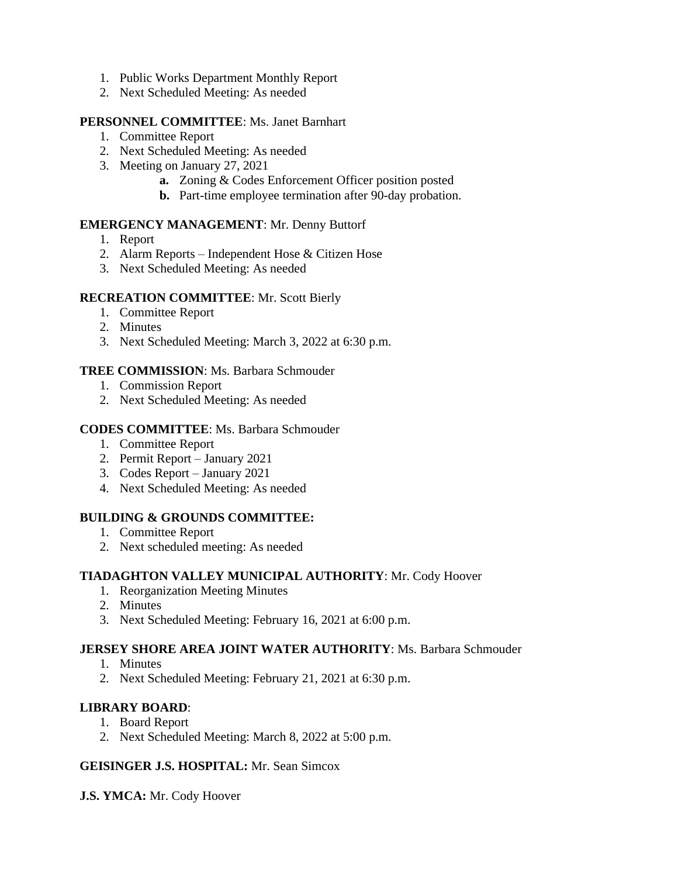1. Public Works Department Monthly Report
2. Next Scheduled Meeting: As needed

**PERSONNEL COMMITTEE**: Ms. Janet Barnhart

1. Committee Report
2. Next Scheduled Meeting: As needed
3. Meeting on January 27, 2021
    - **a.** Zoning & Codes Enforcement Officer position posted
    - **b.** Part-time employee termination after 90-day probation.

**EMERGENCY MANAGEMENT**: Mr. Denny Buttorf

1. Report
2. Alarm Reports – Independent Hose & Citizen Hose
3. Next Scheduled Meeting: As needed

**RECREATION COMMITTEE**: Mr. Scott Bierly

1. Committee Report
2. Minutes
3. Next Scheduled Meeting: March 3, 2022 at 6:30 p.m.

**TREE COMMISSION**: Ms. Barbara Schmouder

1. Commission Report
2. Next Scheduled Meeting: As needed

**CODES COMMITTEE**: Ms. Barbara Schmouder

1. Committee Report
2. Permit Report – January 2021
3. Codes Report – January 2021
4. Next Scheduled Meeting: As needed

**BUILDING & GROUNDS COMMITTEE:**

1. Committee Report
2. Next scheduled meeting: As needed

**TIADAGHTON VALLEY MUNICIPAL AUTHORITY**: Mr. Cody Hoover

1. Reorganization Meeting Minutes
2. Minutes
3. Next Scheduled Meeting: February 16, 2021 at 6:00 p.m.

**JERSEY SHORE AREA JOINT WATER AUTHORITY**: Ms. Barbara Schmouder

1. Minutes
2. Next Scheduled Meeting: February 21, 2021 at 6:30 p.m.

**LIBRARY BOARD**:

1. Board Report
2. Next Scheduled Meeting: March 8, 2022 at 5:00 p.m.

**GEISINGER J.S. HOSPITAL:** Mr. Sean Simcox

**J.S. YMCA:** Mr. Cody Hoover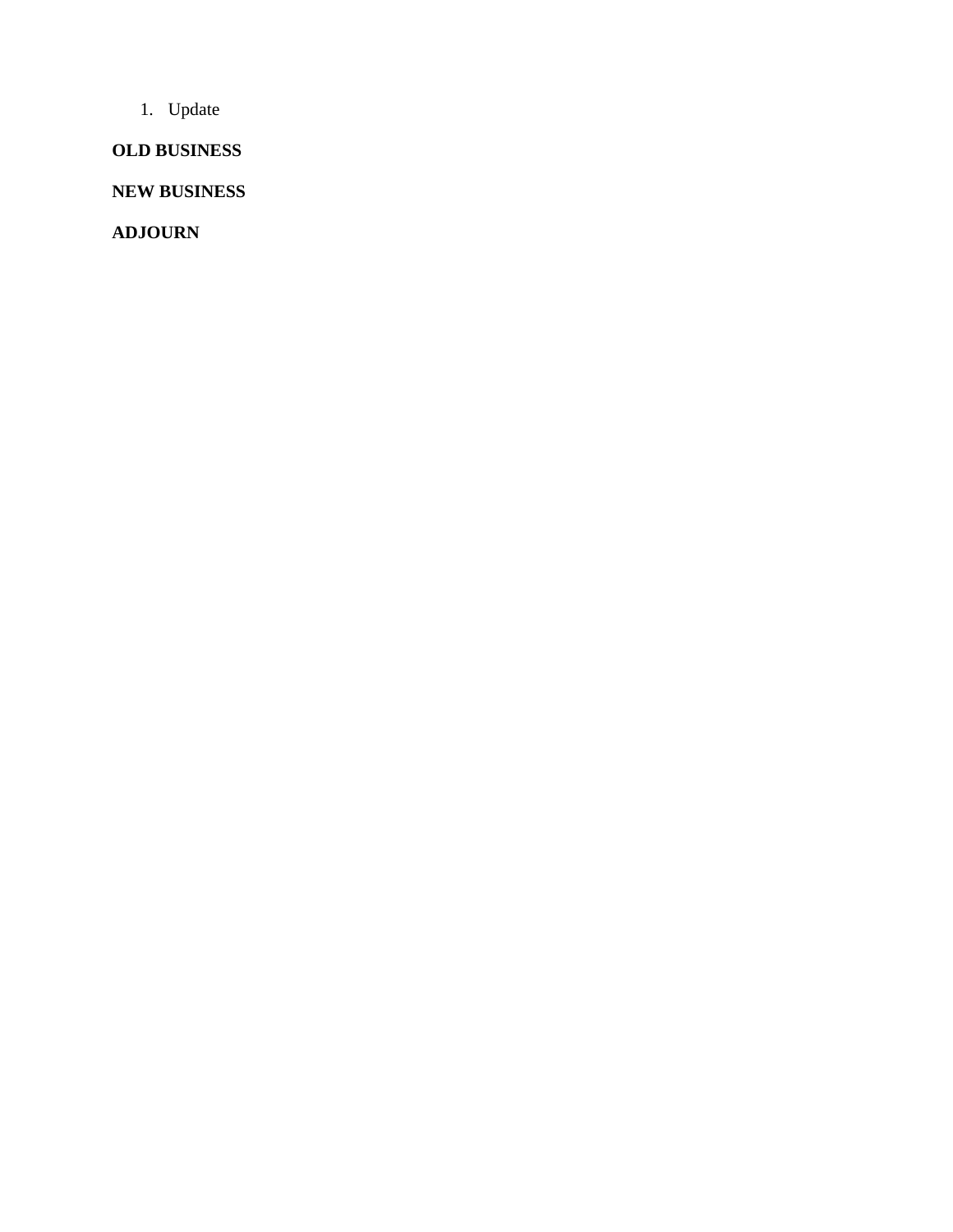1. Update

**OLD BUSINESS**

**NEW BUSINESS**

**ADJOURN**